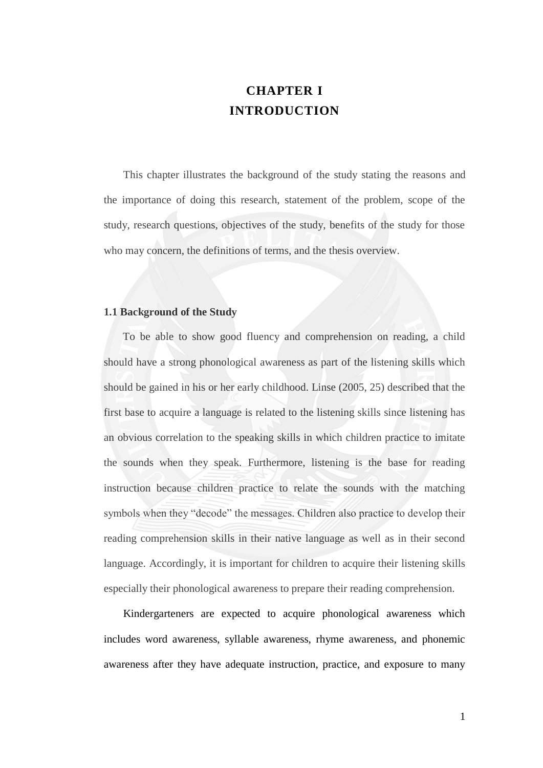# CHAPTER I
# INTRODUCTION

This chapter illustrates the background of the study stating the reasons and the importance of doing this research, statement of the problem, scope of the study, research questions, objectives of the study, benefits of the study for those who may concern, the definitions of terms, and the thesis overview.

## 1.1 Background of the Study

To be able to show good fluency and comprehension on reading, a child should have a strong phonological awareness as part of the listening skills which should be gained in his or her early childhood. Linse (2005, 25) described that the first base to acquire a language is related to the listening skills since listening has an obvious correlation to the speaking skills in which children practice to imitate the sounds when they speak. Furthermore, listening is the base for reading instruction because children practice to relate the sounds with the matching symbols when they "decode" the messages. Children also practice to develop their reading comprehension skills in their native language as well as in their second language. Accordingly, it is important for children to acquire their listening skills especially their phonological awareness to prepare their reading comprehension.

Kindergarteners are expected to acquire phonological awareness which includes word awareness, syllable awareness, rhyme awareness, and phonemic awareness after they have adequate instruction, practice, and exposure to many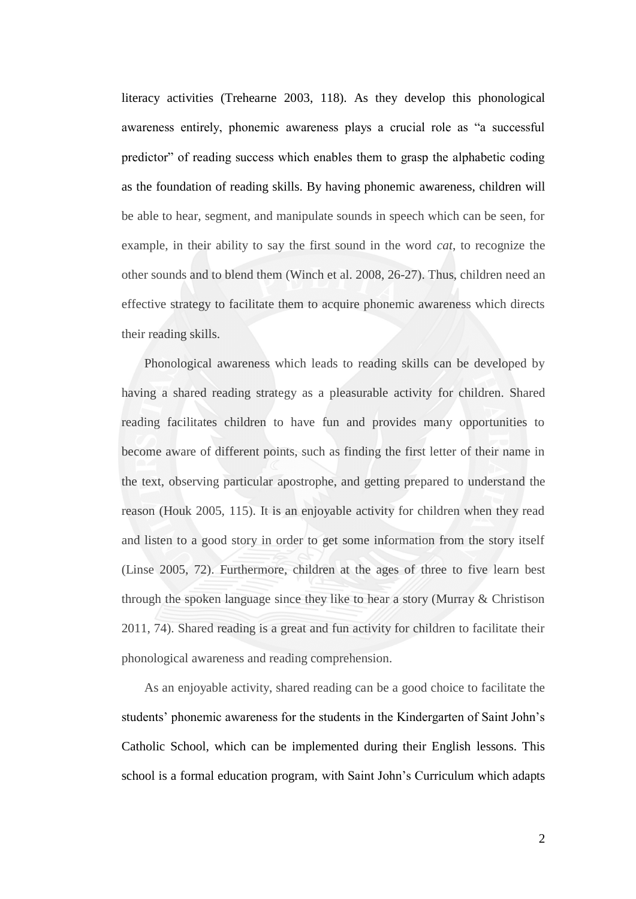literacy activities (Trehearne 2003, 118). As they develop this phonological awareness entirely, phonemic awareness plays a crucial role as "a successful predictor" of reading success which enables them to grasp the alphabetic coding as the foundation of reading skills. By having phonemic awareness, children will be able to hear, segment, and manipulate sounds in speech which can be seen, for example, in their ability to say the first sound in the word *cat*, to recognize the other sounds and to blend them (Winch et al. 2008, 26-27). Thus, children need an effective strategy to facilitate them to acquire phonemic awareness which directs their reading skills.

Phonological awareness which leads to reading skills can be developed by having a shared reading strategy as a pleasurable activity for children. Shared reading facilitates children to have fun and provides many opportunities to become aware of different points, such as finding the first letter of their name in the text, observing particular apostrophe, and getting prepared to understand the reason (Houk 2005, 115). It is an enjoyable activity for children when they read and listen to a good story in order to get some information from the story itself (Linse 2005, 72). Furthermore, children at the ages of three to five learn best through the spoken language since they like to hear a story (Murray & Christison 2011, 74). Shared reading is a great and fun activity for children to facilitate their phonological awareness and reading comprehension.

As an enjoyable activity, shared reading can be a good choice to facilitate the students' phonemic awareness for the students in the Kindergarten of Saint John's Catholic School, which can be implemented during their English lessons. This school is a formal education program, with Saint John's Curriculum which adapts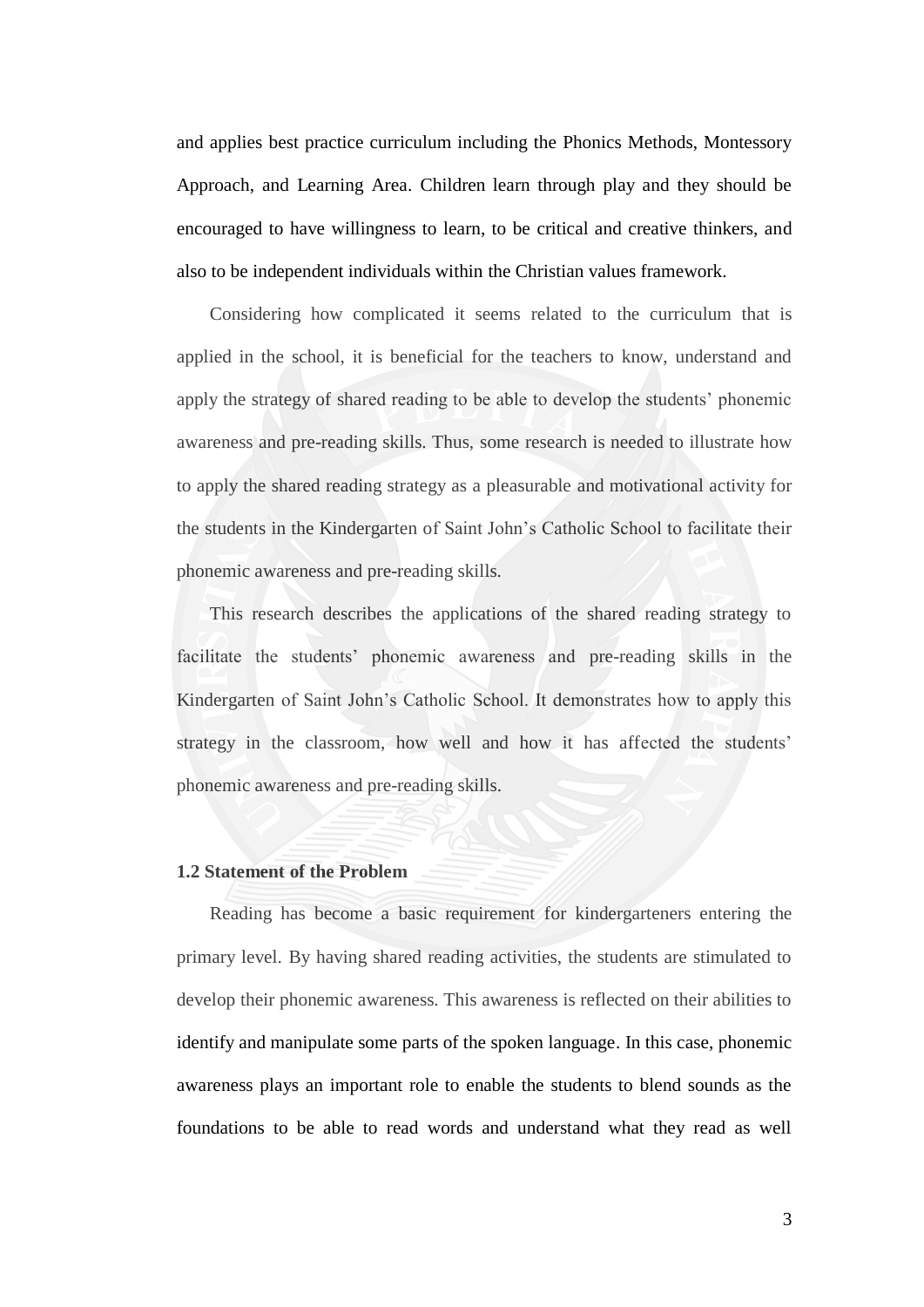and applies best practice curriculum including the Phonics Methods, Montessory Approach, and Learning Area. Children learn through play and they should be encouraged to have willingness to learn, to be critical and creative thinkers, and also to be independent individuals within the Christian values framework.

Considering how complicated it seems related to the curriculum that is applied in the school, it is beneficial for the teachers to know, understand and apply the strategy of shared reading to be able to develop the students' phonemic awareness and pre-reading skills. Thus, some research is needed to illustrate how to apply the shared reading strategy as a pleasurable and motivational activity for the students in the Kindergarten of Saint John's Catholic School to facilitate their phonemic awareness and pre-reading skills.

This research describes the applications of the shared reading strategy to facilitate the students' phonemic awareness and pre-reading skills in the Kindergarten of Saint John's Catholic School. It demonstrates how to apply this strategy in the classroom, how well and how it has affected the students' phonemic awareness and pre-reading skills.

### 1.2 Statement of the Problem

Reading has become a basic requirement for kindergarteners entering the primary level. By having shared reading activities, the students are stimulated to develop their phonemic awareness. This awareness is reflected on their abilities to identify and manipulate some parts of the spoken language. In this case, phonemic awareness plays an important role to enable the students to blend sounds as the foundations to be able to read words and understand what they read as well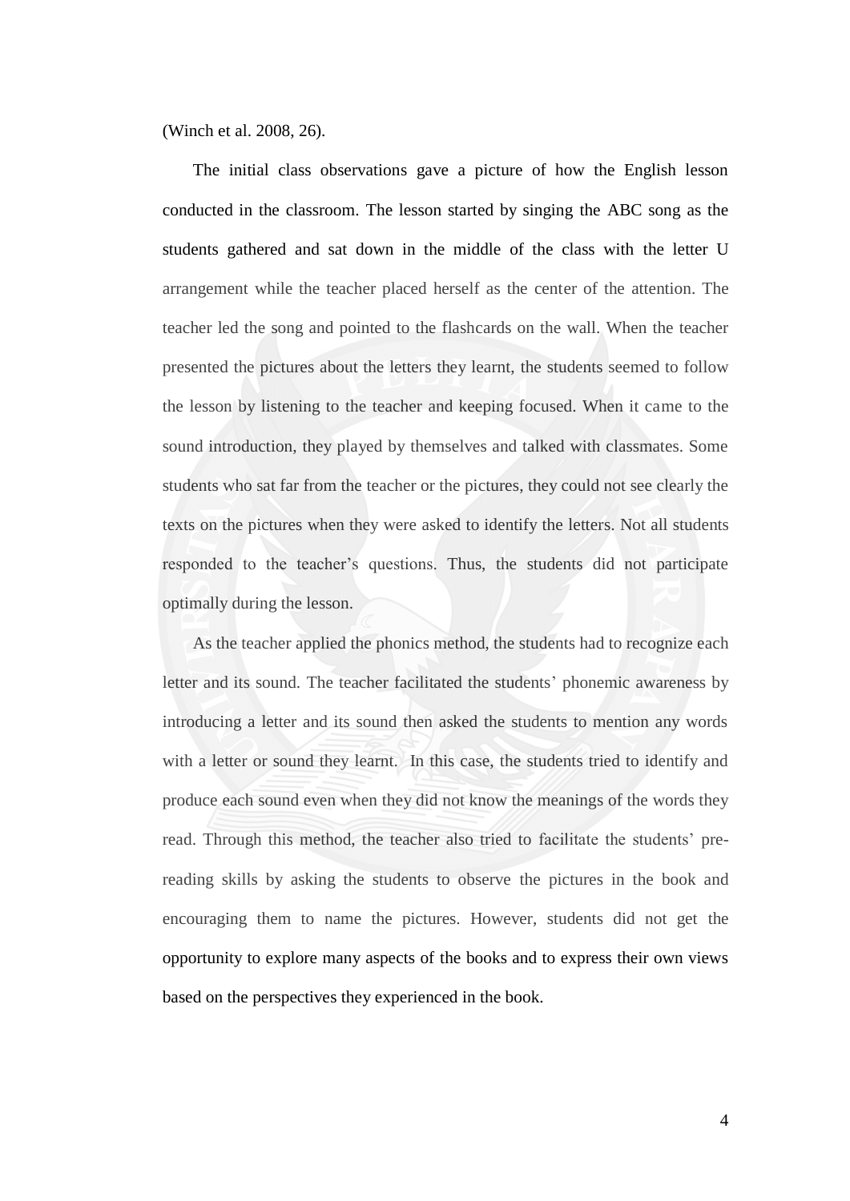(Winch et al. 2008, 26).

The initial class observations gave a picture of how the English lesson conducted in the classroom. The lesson started by singing the ABC song as the students gathered and sat down in the middle of the class with the letter U arrangement while the teacher placed herself as the center of the attention. The teacher led the song and pointed to the flashcards on the wall. When the teacher presented the pictures about the letters they learnt, the students seemed to follow the lesson by listening to the teacher and keeping focused. When it came to the sound introduction, they played by themselves and talked with classmates. Some students who sat far from the teacher or the pictures, they could not see clearly the texts on the pictures when they were asked to identify the letters. Not all students responded to the teacher's questions. Thus, the students did not participate optimally during the lesson.

As the teacher applied the phonics method, the students had to recognize each letter and its sound. The teacher facilitated the students' phonemic awareness by introducing a letter and its sound then asked the students to mention any words with a letter or sound they learnt. In this case, the students tried to identify and produce each sound even when they did not know the meanings of the words they read. Through this method, the teacher also tried to facilitate the students' pre-reading skills by asking the students to observe the pictures in the book and encouraging them to name the pictures. However, students did not get the opportunity to explore many aspects of the books and to express their own views based on the perspectives they experienced in the book.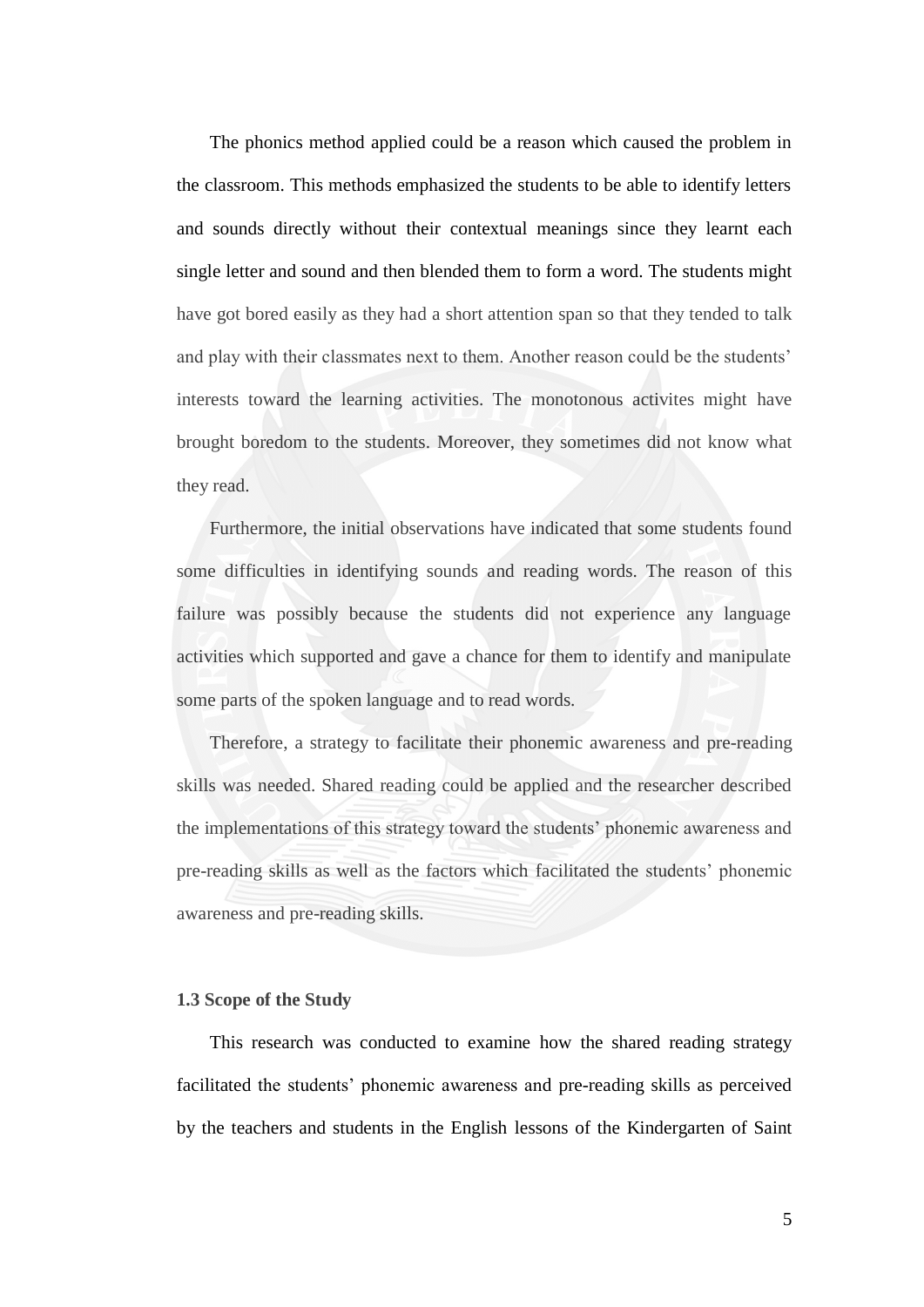The phonics method applied could be a reason which caused the problem in the classroom. This methods emphasized the students to be able to identify letters and sounds directly without their contextual meanings since they learnt each single letter and sound and then blended them to form a word. The students might have got bored easily as they had a short attention span so that they tended to talk and play with their classmates next to them. Another reason could be the students' interests toward the learning activities. The monotonous activites might have brought boredom to the students. Moreover, they sometimes did not know what they read.

Furthermore, the initial observations have indicated that some students found some difficulties in identifying sounds and reading words. The reason of this failure was possibly because the students did not experience any language activities which supported and gave a chance for them to identify and manipulate some parts of the spoken language and to read words.

Therefore, a strategy to facilitate their phonemic awareness and pre-reading skills was needed. Shared reading could be applied and the researcher described the implementations of this strategy toward the students' phonemic awareness and pre-reading skills as well as the factors which facilitated the students' phonemic awareness and pre-reading skills.

### 1.3 Scope of the Study

This research was conducted to examine how the shared reading strategy facilitated the students' phonemic awareness and pre-reading skills as perceived by the teachers and students in the English lessons of the Kindergarten of Saint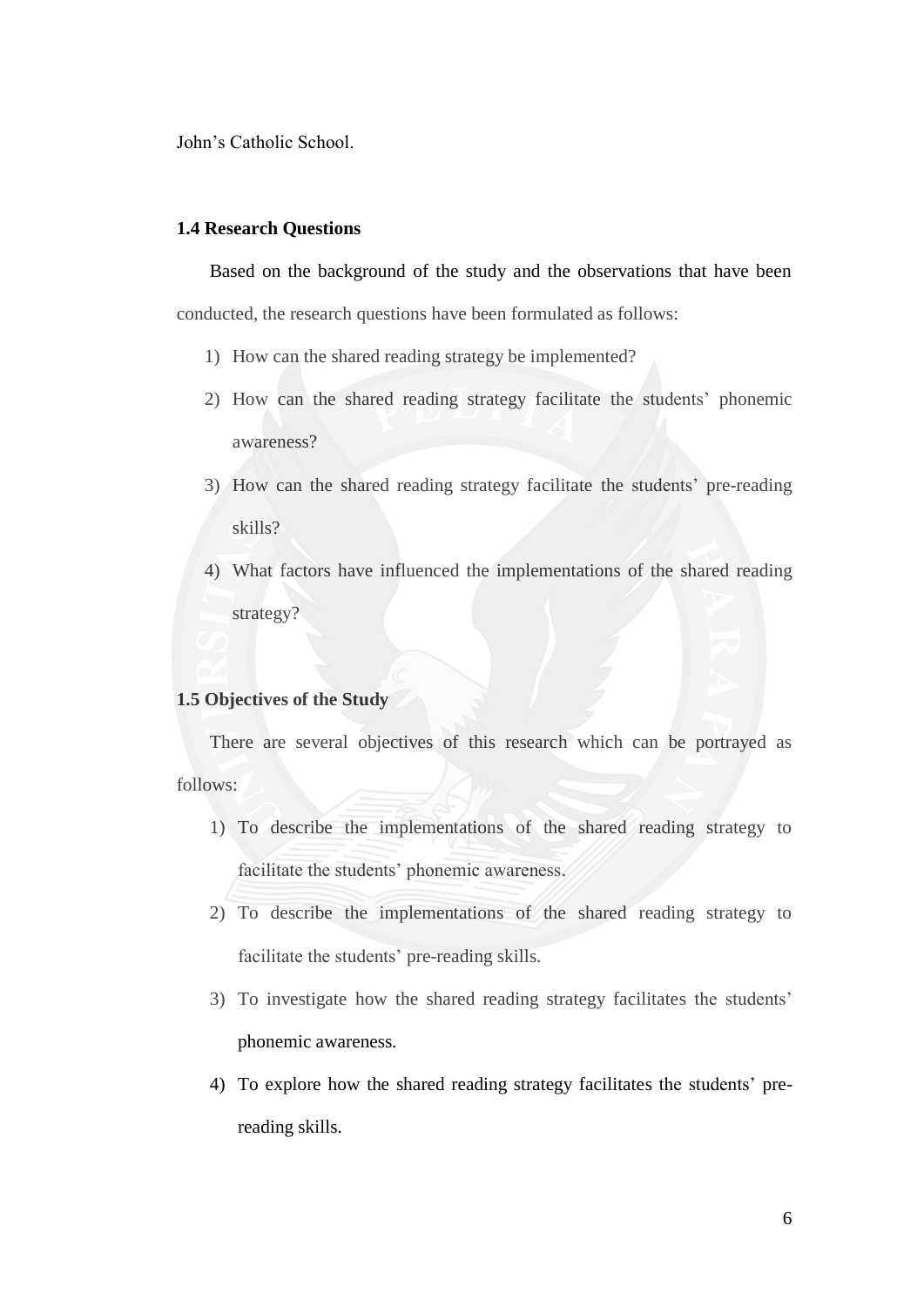John's Catholic School.

### 1.4 Research Questions

Based on the background of the study and the observations that have been conducted, the research questions have been formulated as follows:

1) How can the shared reading strategy be implemented?
2) How can the shared reading strategy facilitate the students' phonemic awareness?
3) How can the shared reading strategy facilitate the students' pre-reading skills?
4) What factors have influenced the implementations of the shared reading strategy?

### 1.5 Objectives of the Study

There are several objectives of this research which can be portrayed as follows:

1) To describe the implementations of the shared reading strategy to facilitate the students' phonemic awareness.
2) To describe the implementations of the shared reading strategy to facilitate the students' pre-reading skills.
3) To investigate how the shared reading strategy facilitates the students' phonemic awareness.
4) To explore how the shared reading strategy facilitates the students' pre-reading skills.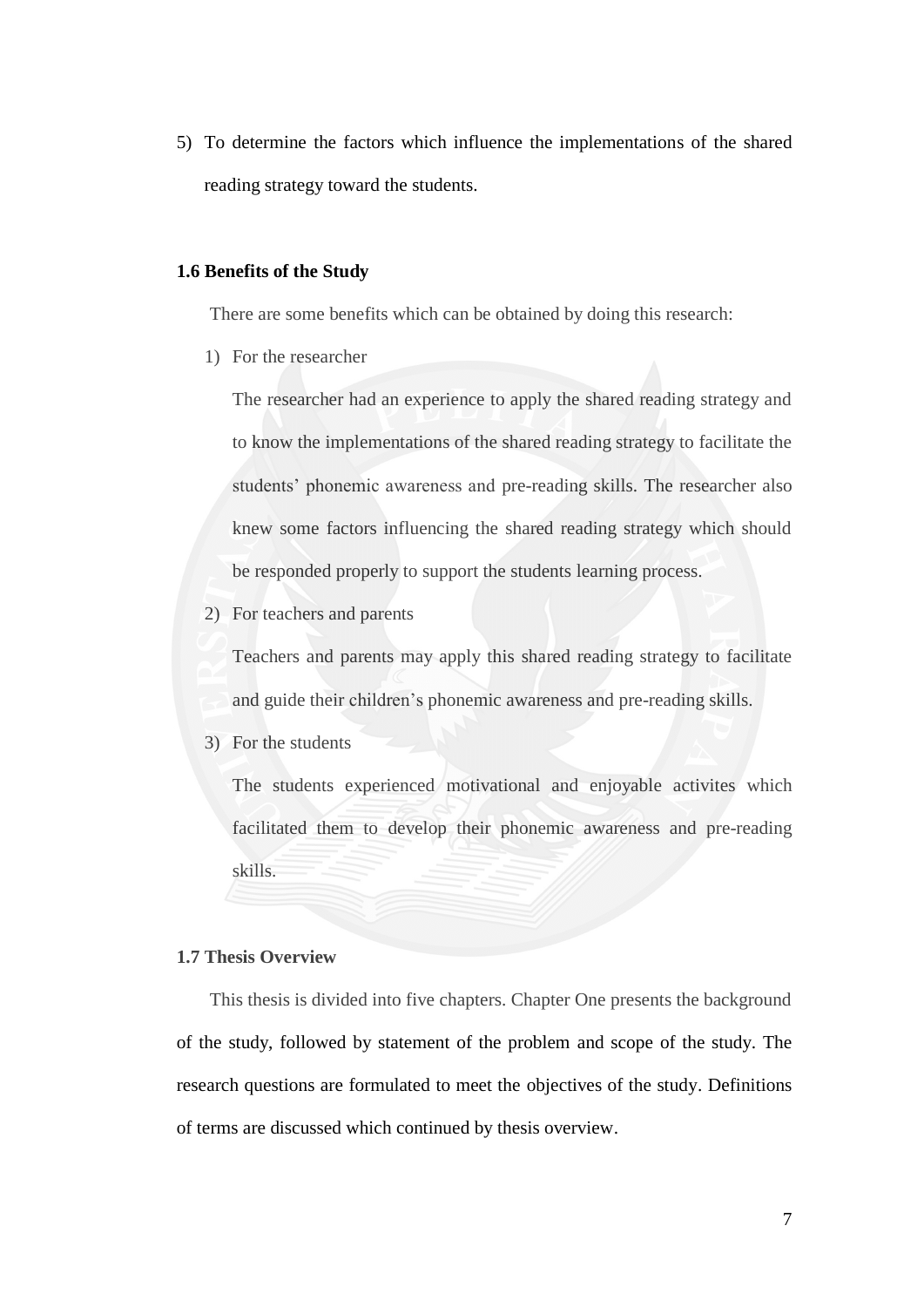5) To determine the factors which influence the implementations of the shared reading strategy toward the students.

### 1.6 Benefits of the Study

There are some benefits which can be obtained by doing this research:

1) For the researcher

   The researcher had an experience to apply the shared reading strategy and to know the implementations of the shared reading strategy to facilitate the students' phonemic awareness and pre-reading skills. The researcher also knew some factors influencing the shared reading strategy which should be responded properly to support the students learning process.

2) For teachers and parents

   Teachers and parents may apply this shared reading strategy to facilitate and guide their children's phonemic awareness and pre-reading skills.

3) For the students

   The students experienced motivational and enjoyable activites which facilitated them to develop their phonemic awareness and pre-reading skills.

### 1.7 Thesis Overview

This thesis is divided into five chapters. Chapter One presents the background of the study, followed by statement of the problem and scope of the study. The research questions are formulated to meet the objectives of the study. Definitions of terms are discussed which continued by thesis overview.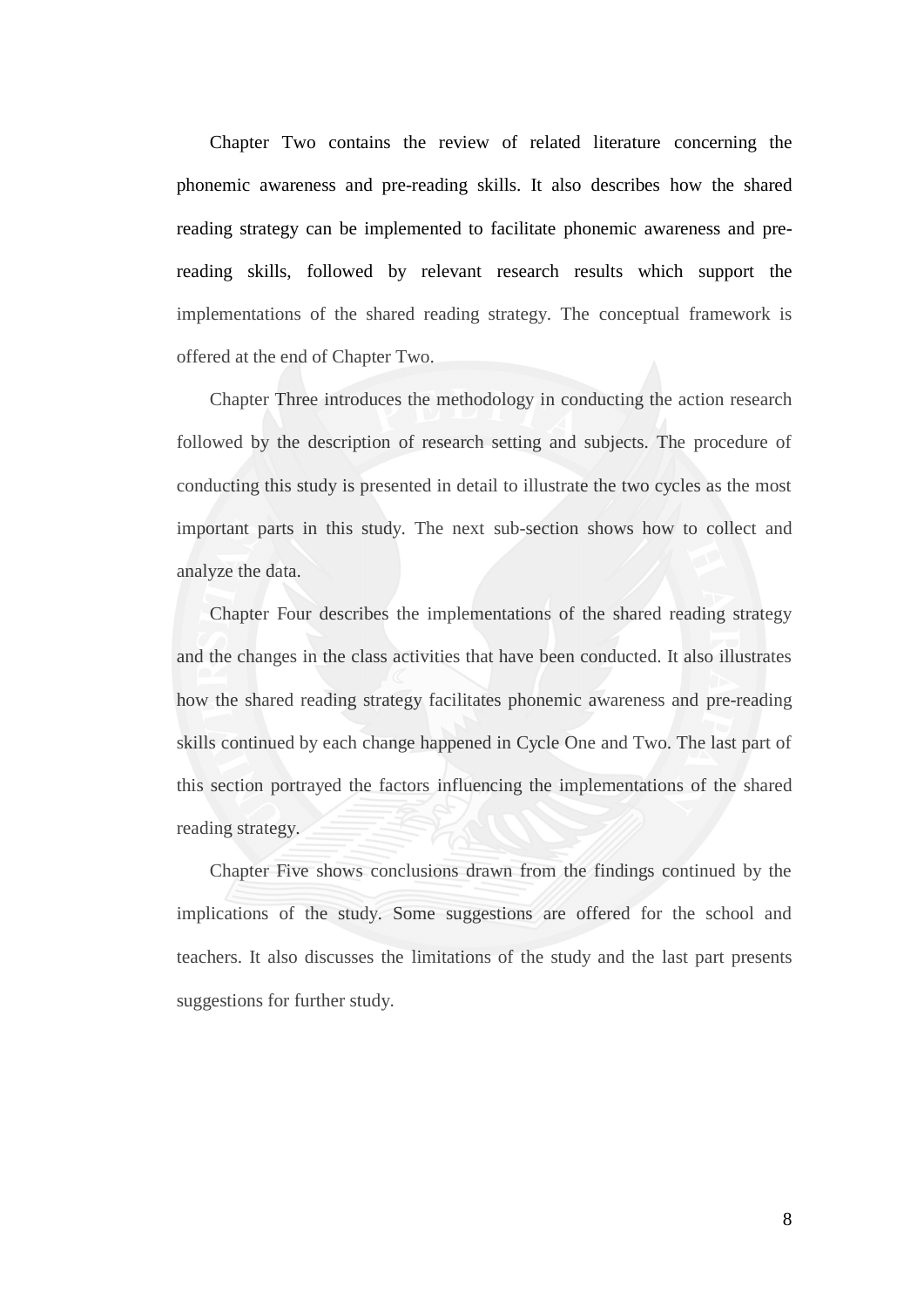Chapter Two contains the review of related literature concerning the phonemic awareness and pre-reading skills. It also describes how the shared reading strategy can be implemented to facilitate phonemic awareness and pre-reading skills, followed by relevant research results which support the implementations of the shared reading strategy. The conceptual framework is offered at the end of Chapter Two.

Chapter Three introduces the methodology in conducting the action research followed by the description of research setting and subjects. The procedure of conducting this study is presented in detail to illustrate the two cycles as the most important parts in this study. The next sub-section shows how to collect and analyze the data.

Chapter Four describes the implementations of the shared reading strategy and the changes in the class activities that have been conducted. It also illustrates how the shared reading strategy facilitates phonemic awareness and pre-reading skills continued by each change happened in Cycle One and Two. The last part of this section portrayed the factors influencing the implementations of the shared reading strategy.

Chapter Five shows conclusions drawn from the findings continued by the implications of the study. Some suggestions are offered for the school and teachers. It also discusses the limitations of the study and the last part presents suggestions for further study.